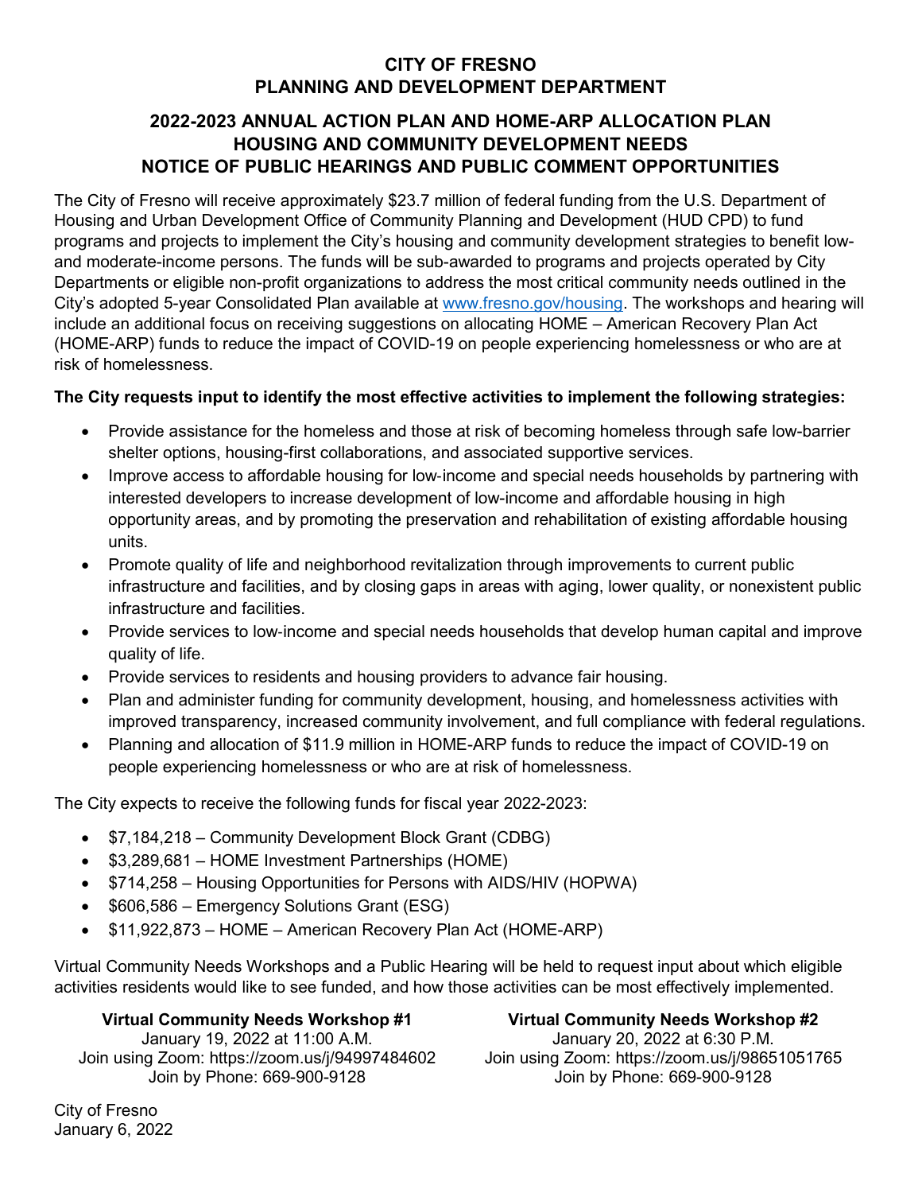# CITY OF FRESNO
# PLANNING AND DEVELOPMENT DEPARTMENT

## 2022-2023 ANNUAL ACTION PLAN AND HOME-ARP ALLOCATION PLAN
## HOUSING AND COMMUNITY DEVELOPMENT NEEDS
## NOTICE OF PUBLIC HEARINGS AND PUBLIC COMMENT OPPORTUNITIES

The City of Fresno will receive approximately $23.7 million of federal funding from the U.S. Department of Housing and Urban Development Office of Community Planning and Development (HUD CPD) to fund programs and projects to implement the City's housing and community development strategies to benefit low- and moderate-income persons. The funds will be sub-awarded to programs and projects operated by City Departments or eligible non-profit organizations to address the most critical community needs outlined in the City's adopted 5-year Consolidated Plan available at www.fresno.gov/housing. The workshops and hearing will include an additional focus on receiving suggestions on allocating HOME – American Recovery Plan Act (HOME-ARP) funds to reduce the impact of COVID-19 on people experiencing homelessness or who are at risk of homelessness.

**The City requests input to identify the most effective activities to implement the following strategies:**

- Provide assistance for the homeless and those at risk of becoming homeless through safe low-barrier shelter options, housing-first collaborations, and associated supportive services.
- Improve access to affordable housing for low-income and special needs households by partnering with interested developers to increase development of low-income and affordable housing in high opportunity areas, and by promoting the preservation and rehabilitation of existing affordable housing units.
- Promote quality of life and neighborhood revitalization through improvements to current public infrastructure and facilities, and by closing gaps in areas with aging, lower quality, or nonexistent public infrastructure and facilities.
- Provide services to low-income and special needs households that develop human capital and improve quality of life.
- Provide services to residents and housing providers to advance fair housing.
- Plan and administer funding for community development, housing, and homelessness activities with improved transparency, increased community involvement, and full compliance with federal regulations.
- Planning and allocation of $11.9 million in HOME-ARP funds to reduce the impact of COVID-19 on people experiencing homelessness or who are at risk of homelessness.

The City expects to receive the following funds for fiscal year 2022-2023:

- $7,184,218 – Community Development Block Grant (CDBG)
- $3,289,681 – HOME Investment Partnerships (HOME)
- $714,258 – Housing Opportunities for Persons with AIDS/HIV (HOPWA)
- $606,586 – Emergency Solutions Grant (ESG)
- $11,922,873 – HOME – American Recovery Plan Act (HOME-ARP)

Virtual Community Needs Workshops and a Public Hearing will be held to request input about which eligible activities residents would like to see funded, and how those activities can be most effectively implemented.

**Virtual Community Needs Workshop #1**
January 19, 2022 at 11:00 A.M.
Join using Zoom: https://zoom.us/j/94997484602
Join by Phone: 669-900-9128

**Virtual Community Needs Workshop #2**
January 20, 2022 at 6:30 P.M.
Join using Zoom: https://zoom.us/j/98651051765
Join by Phone: 669-900-9128

City of Fresno
January 6, 2022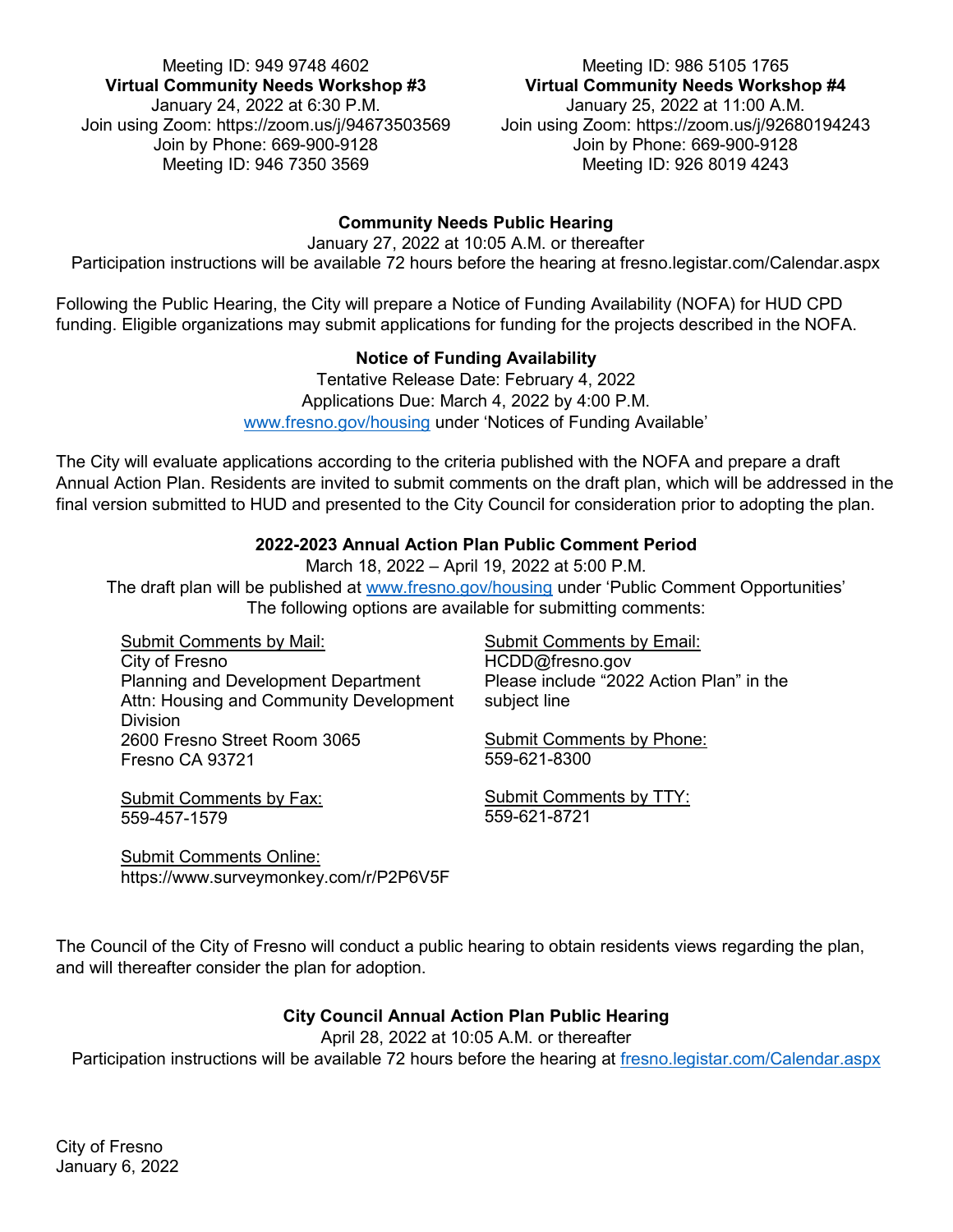Meeting ID: 949 9748 4602

**Virtual Community Needs Workshop #3**
January 24, 2022 at 6:30 P.M.
Join using Zoom: https://zoom.us/j/94673503569
Join by Phone: 669-900-9128
Meeting ID: 946 7350 3569

Meeting ID: 986 5105 1765

**Virtual Community Needs Workshop #4**
January 25, 2022 at 11:00 A.M.
Join using Zoom: https://zoom.us/j/92680194243
Join by Phone: 669-900-9128
Meeting ID: 926 8019 4243

**Community Needs Public Hearing**
January 27, 2022 at 10:05 A.M. or thereafter
Participation instructions will be available 72 hours before the hearing at fresno.legistar.com/Calendar.aspx

Following the Public Hearing, the City will prepare a Notice of Funding Availability (NOFA) for HUD CPD funding. Eligible organizations may submit applications for funding for the projects described in the NOFA.

**Notice of Funding Availability**
Tentative Release Date: February 4, 2022
Applications Due: March 4, 2022 by 4:00 P.M.
www.fresno.gov/housing under 'Notices of Funding Available'

The City will evaluate applications according to the criteria published with the NOFA and prepare a draft Annual Action Plan. Residents are invited to submit comments on the draft plan, which will be addressed in the final version submitted to HUD and presented to the City Council for consideration prior to adopting the plan.

**2022-2023 Annual Action Plan Public Comment Period**
March 18, 2022 – April 19, 2022 at 5:00 P.M.
The draft plan will be published at www.fresno.gov/housing under 'Public Comment Opportunities'
The following options are available for submitting comments:

Submit Comments by Mail:
City of Fresno
Planning and Development Department
Attn: Housing and Community Development Division
2600 Fresno Street Room 3065
Fresno CA 93721

Submit Comments by Fax:
559-457-1579

Submit Comments Online:
https://www.surveymonkey.com/r/P2P6V5F

Submit Comments by Email:
HCDD@fresno.gov
Please include "2022 Action Plan" in the subject line

Submit Comments by Phone:
559-621-8300

Submit Comments by TTY:
559-621-8721

The Council of the City of Fresno will conduct a public hearing to obtain residents views regarding the plan, and will thereafter consider the plan for adoption.

**City Council Annual Action Plan Public Hearing**
April 28, 2022 at 10:05 A.M. or thereafter
Participation instructions will be available 72 hours before the hearing at fresno.legistar.com/Calendar.aspx

City of Fresno
January 6, 2022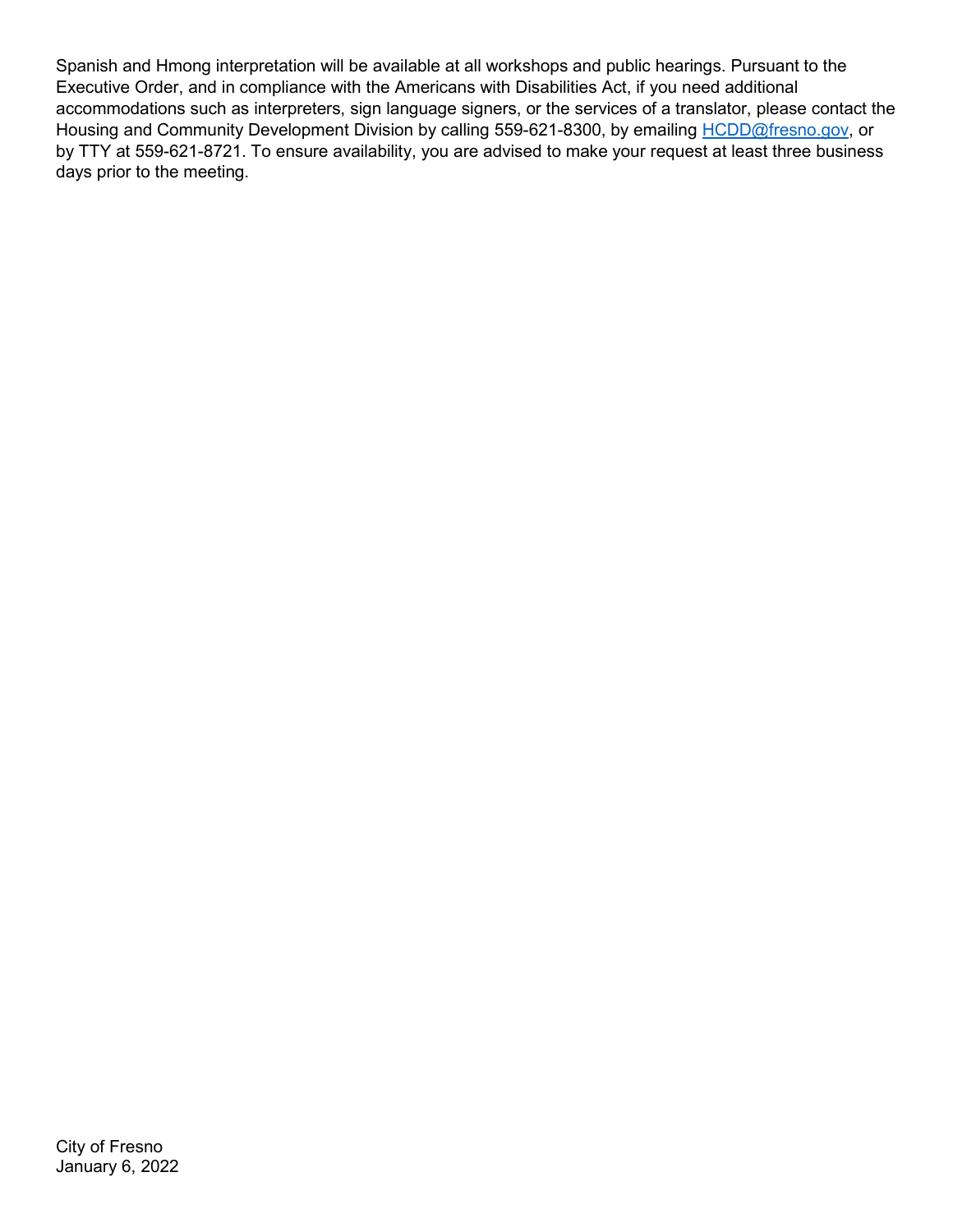Spanish and Hmong interpretation will be available at all workshops and public hearings. Pursuant to the Executive Order, and in compliance with the Americans with Disabilities Act, if you need additional accommodations such as interpreters, sign language signers, or the services of a translator, please contact the Housing and Community Development Division by calling 559-621-8300, by emailing HCDD@fresno.gov, or by TTY at 559-621-8721. To ensure availability, you are advised to make your request at least three business days prior to the meeting.

City of Fresno
January 6, 2022